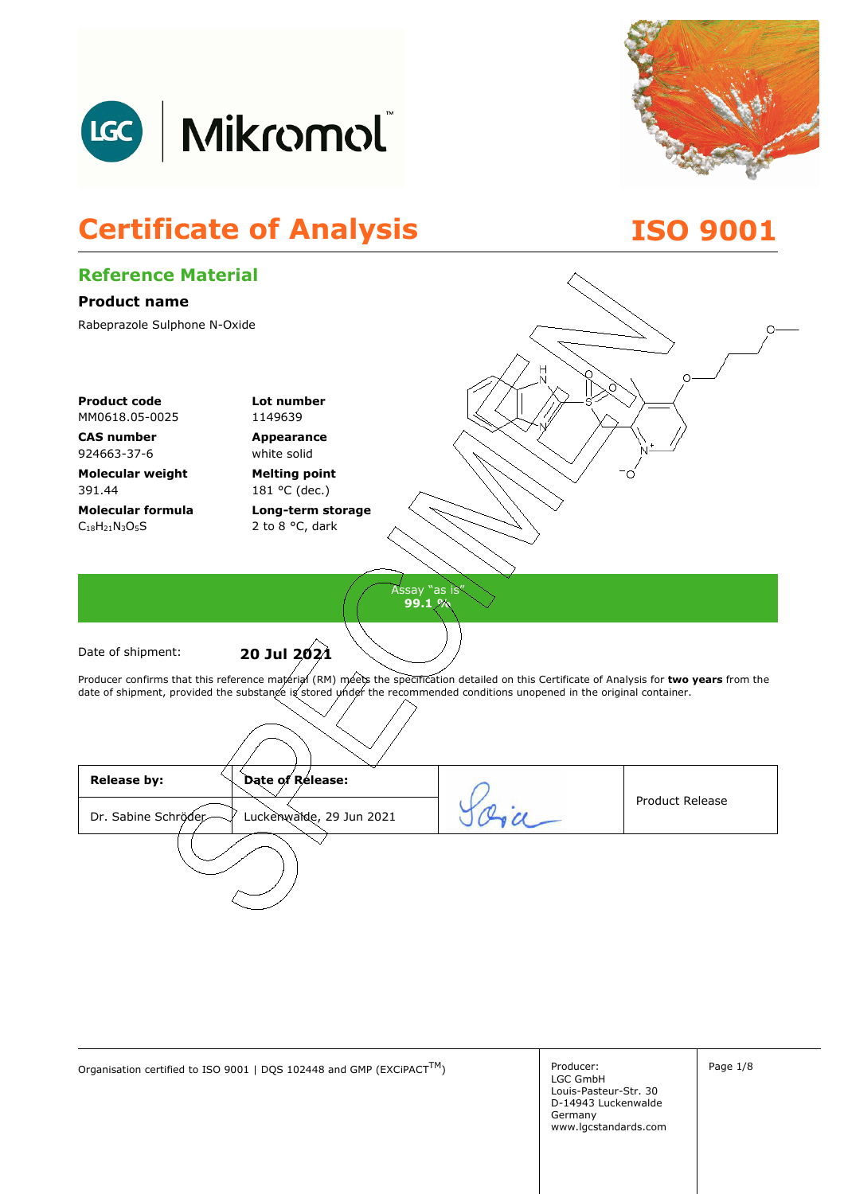# Certificate of Analysis

**ISO 9001**

## Reference Material

### Product name

Rabeprazole Sulphone N-Oxide

**Product code**
MM0618.05-0025

**Lot number**
1149639

**CAS number**
924663-37-6

**Appearance**
white solid

**Molecular weight**
391.44

**Melting point**
181 °C (dec.)

**Molecular formula**
$C_{18}H_{21}N_3O_5S$

**Long-term storage**
2 to 8 °C, dark

Assay "as is"
**99.1 %**

Date of shipment: **20 Jul 2021**

Producer confirms that this reference material (RM) meets the specification detailed on this Certificate of Analysis for **two years** from the date of shipment, provided the substance is stored under the recommended conditions unopened in the original container.

| **Release by:** | **Date of Release:** | | Product Release |
|---|---|---|---|
| Dr. Sabine Schröder | Luckenwalde, 29 Jun 2021 | | |

Organisation certified to ISO 9001 | DQS 102448 and GMP (EXCiPACT™)

Producer:
LGC GmbH
Louis-Pasteur-Str. 30
D-14943 Luckenwalde
Germany
www.lgcstandards.com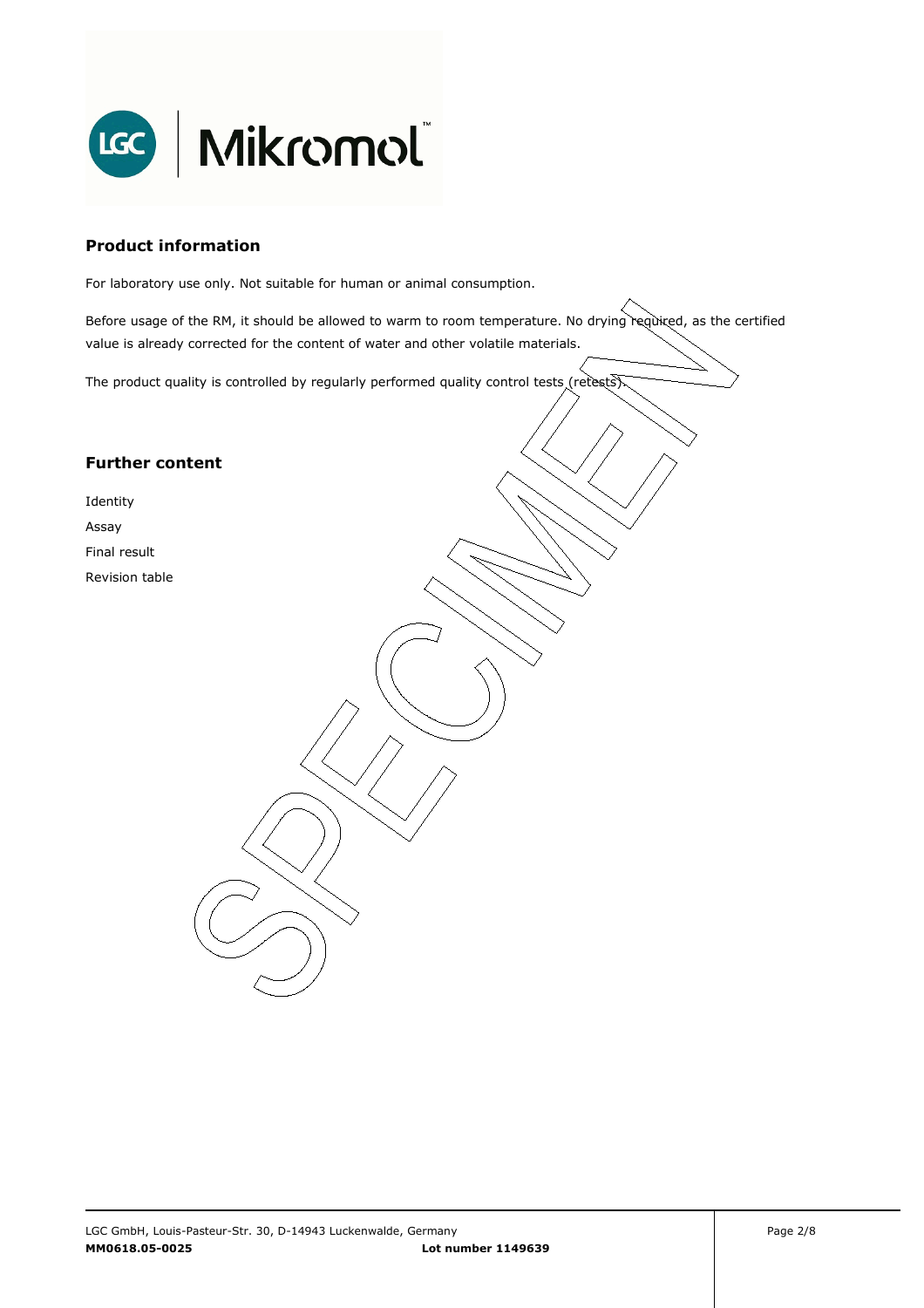## Product information

For laboratory use only. Not suitable for human or animal consumption.

Before usage of the RM, it should be allowed to warm to room temperature. No drying required, as the certified value is already corrected for the content of water and other volatile materials.

The product quality is controlled by regularly performed quality control tests (retests).

## Further content

Identity

Assay

Final result

Revision table

LGC GmbH, Louis-Pasteur-Str. 30, D-14943 Luckenwalde, Germany

**MM0618.05-0025** **Lot number 1149639**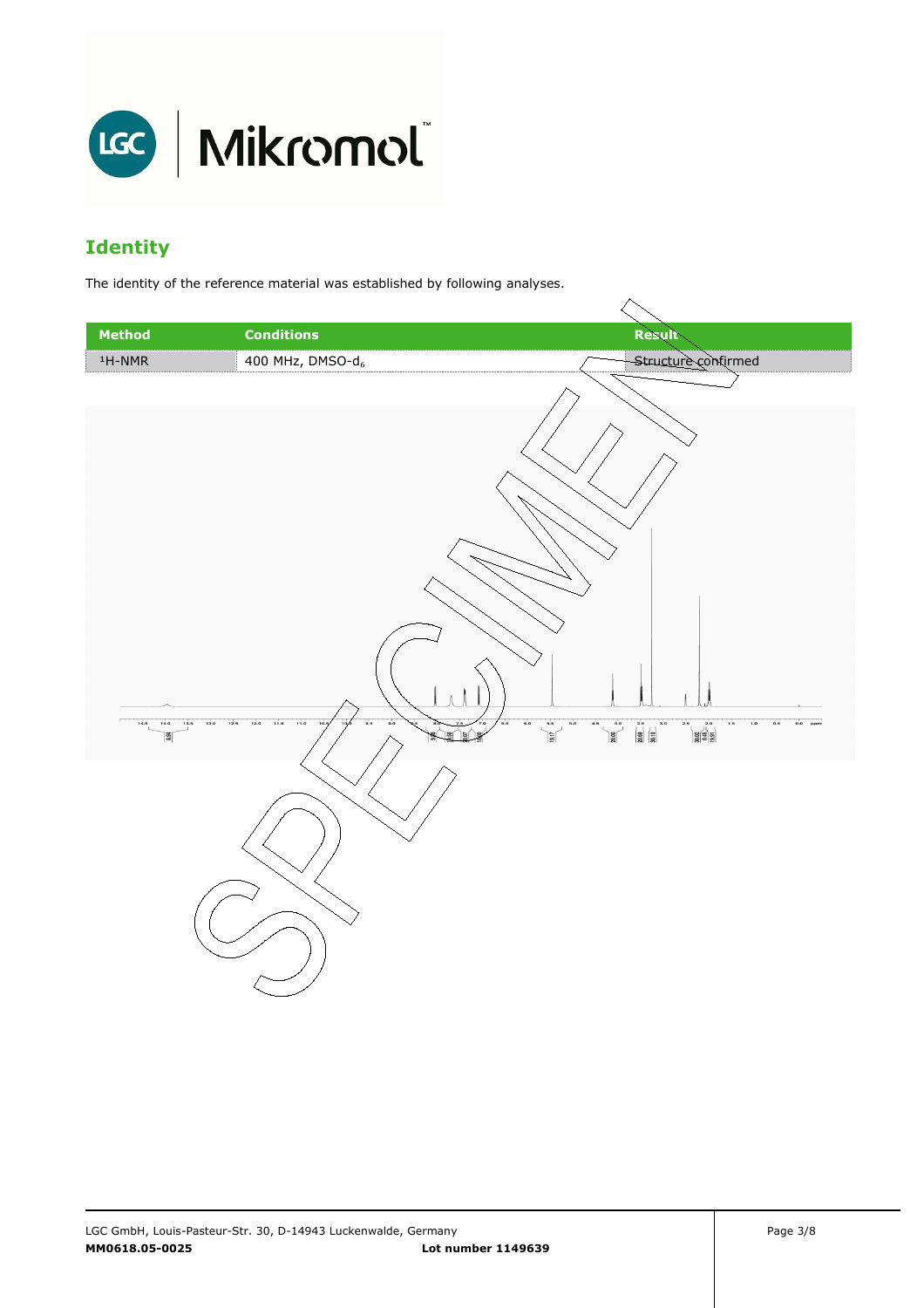# Identity

The identity of the reference material was established by following analyses.

| Method | Conditions | Result |
| --- | --- | --- |
| $^1$H-NMR | 400 MHz, DMSO-$d_6$ | Structure confirmed |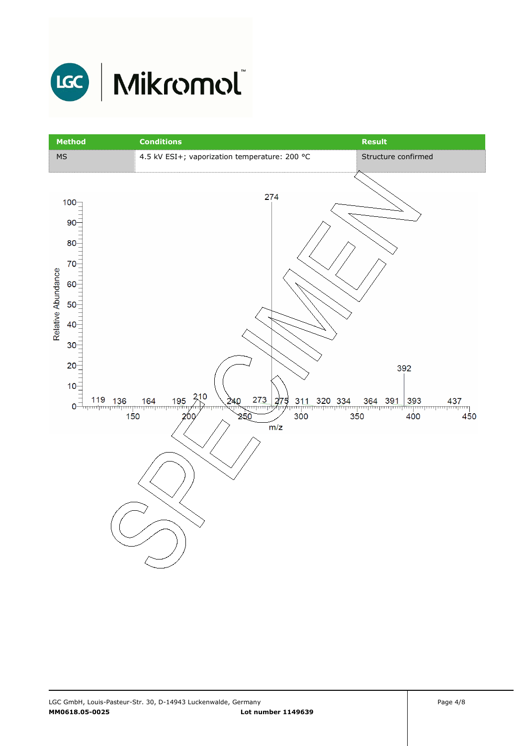| Method | Conditions | Result |
| --- | --- | --- |
| MS | 4.5 kV ESI+; vaporization temperature: 200 °C | Structure confirmed |

Relative Abundance (0–100) vs. m/z (150–450)

Peaks: 119, 136, 164, 195, 210, 240, 273, 274, 275, 311, 320, 334, 364, 391, 392, 393, 437

SPECIMEN

LGC GmbH, Louis-Pasteur-Str. 30, D-14943 Luckenwalde, Germany
**MM0618.05-0025** **Lot number 1149639**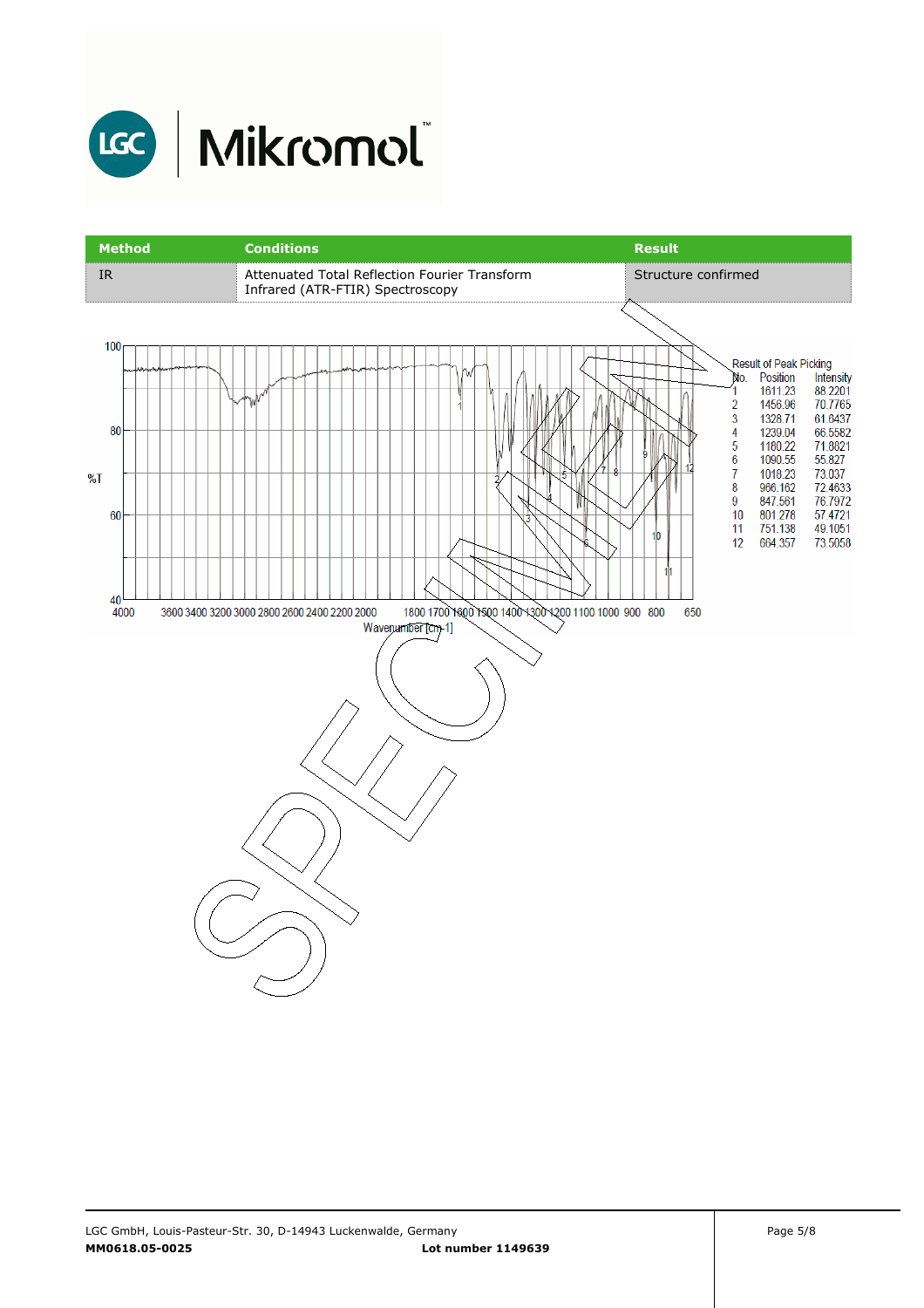| Method | Conditions | Result |
|---|---|---|
| IR | Attenuated Total Reflection Fourier Transform Infrared (ATR-FTIR) Spectroscopy | Structure confirmed |

Result of Peak Picking

| No. | Position | Intensity |
|---|---|---|
| 1 | 1611.23 | 88.2201 |
| 2 | 1456.96 | 70.7765 |
| 3 | 1328.71 | 61.6437 |
| 4 | 1239.04 | 66.5582 |
| 5 | 1180.22 | 71.8821 |
| 6 | 1090.55 | 55.827 |
| 7 | 1018.23 | 73.037 |
| 8 | 966.162 | 72.4633 |
| 9 | 847.561 | 76.7972 |
| 10 | 801.278 | 57.4721 |
| 11 | 751.138 | 49.1051 |
| 12 | 664.357 | 73.5058 |

SPECIMEN

LGC GmbH, Louis-Pasteur-Str. 30, D-14943 Luckenwalde, Germany

**MM0618.05-0025** **Lot number 1149639**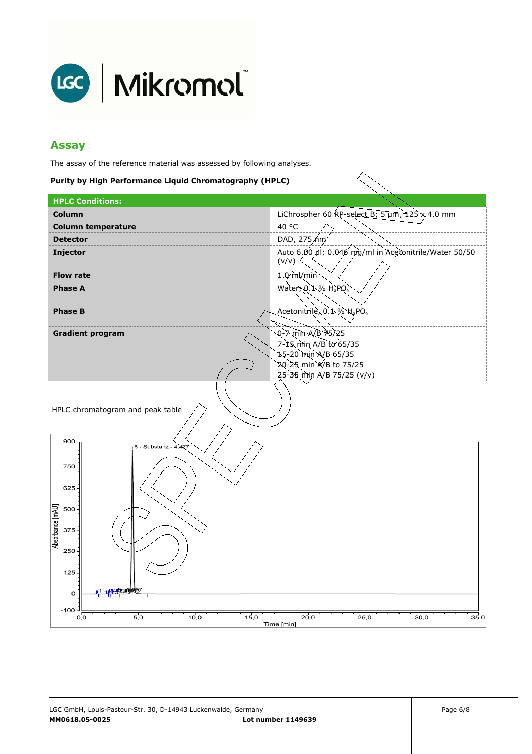## Assay

The assay of the reference material was assessed by following analyses.

**Purity by High Performance Liquid Chromatography (HPLC)**

| **HPLC Conditions:** | |
|---|---|
| **Column** | LiChrospher 60 RP-select B; 5 µm, 125 x 4.0 mm |
| **Column temperature** | 40 °C |
| **Detector** | DAD, 275 nm |
| **Injector** | Auto 6.00 µl; 0.046 mg/ml in Acetonitrile/Water 50/50 (v/v) |
| **Flow rate** | 1.0 ml/min |
| **Phase A** | Water, 0.1 % $H_3PO_4$ |
| **Phase B** | Acetonitrile, 0.1 % $H_3PO_4$ |
| **Gradient program** | 0-7 min A/B 75/25<br>7-15 min A/B to 65/35<br>15-20 min A/B 65/35<br>20-25 min A/B to 75/25<br>25-35 min A/B 75/25 (v/v) |

HPLC chromatogram and peak table

MM0618.05-0025 Lot number 1149639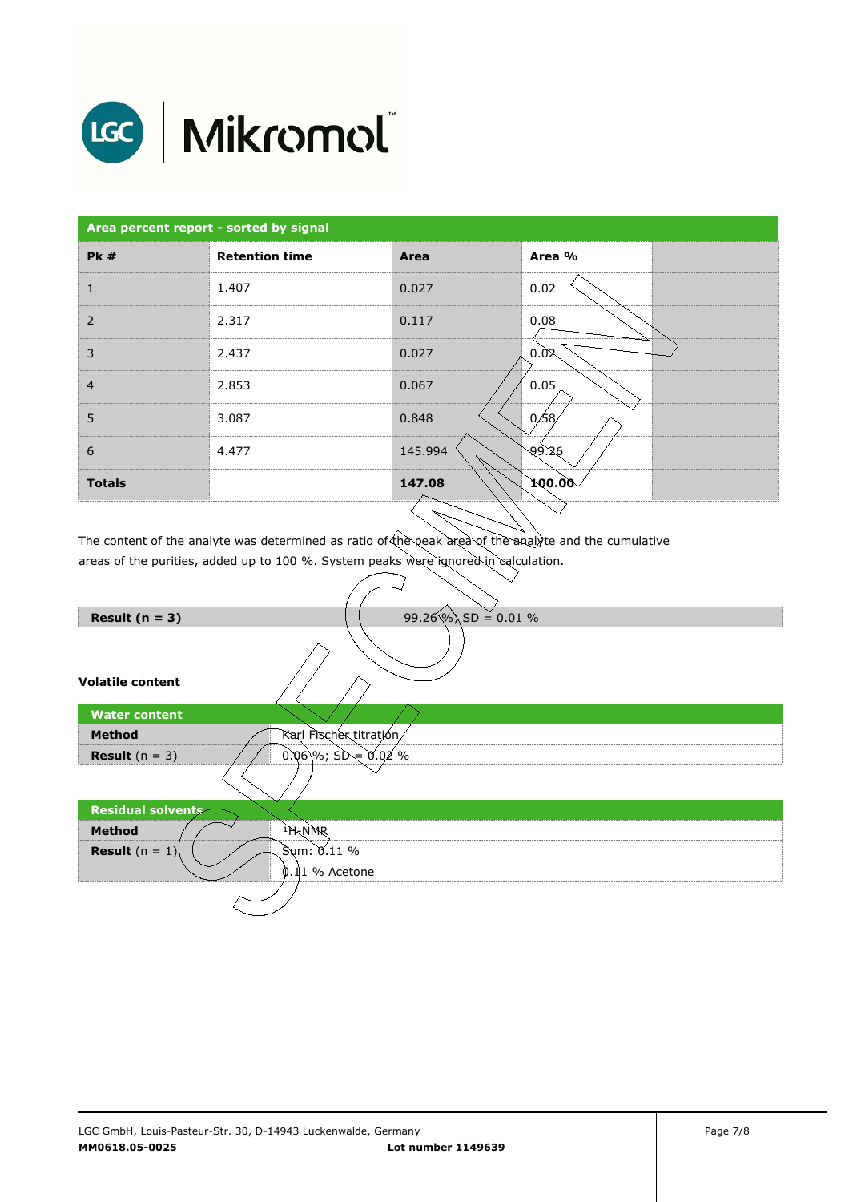| Area percent report - sorted by signal | | | | |
|---|---|---|---|---|
| **Pk #** | **Retention time** | **Area** | **Area %** | |
| 1 | 1.407 | 0.027 | 0.02 | |
| 2 | 2.317 | 0.117 | 0.08 | |
| 3 | 2.437 | 0.027 | 0.02 | |
| 4 | 2.853 | 0.067 | 0.05 | |
| 5 | 3.087 | 0.848 | 0.58 | |
| 6 | 4.477 | 145.994 | 99.26 | |
| **Totals** | | **147.08** | **100.00** | |

The content of the analyte was determined as ratio of the peak area of the analyte and the cumulative areas of the purities, added up to 100 %. System peaks were ignored in calculation.

| **Result (n = 3)** | 99.26 %; SD = 0.01 % |
|---|---|

**Volatile content**

| **Water content** | |
|---|---|
| **Method** | Karl Fischer titration |
| **Result** (n = 3) | 0.06 %; SD = 0.02 % |

| **Residual solvents** | |
|---|---|
| **Method** | [1]H-NMR |
| **Result** (n = 1) | Sum: 0.11 %<br>0.11 % Acetone |

LGC GmbH, Louis-Pasteur-Str. 30, D-14943 Luckenwalde, Germany
**MM0618.05-0025** **Lot number 1149639**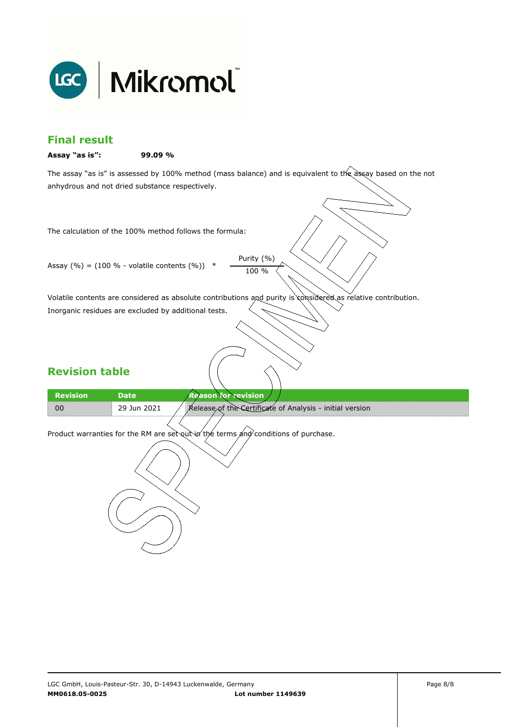## Final result

**Assay "as is":** **99.09 %**

The assay "as is" is assessed by 100% method (mass balance) and is equivalent to the assay based on the not anhydrous and not dried substance respectively.

The calculation of the 100% method follows the formula:

$$\text{Assay (\%)} = (100\ \% - \text{volatile contents (\%)}) * \frac{\text{Purity (\%)}}{100\ \%}$$

Volatile contents are considered as absolute contributions and purity is considered as relative contribution. Inorganic residues are excluded by additional tests.

## Revision table

| Revision | Date | Reason for revision |
|---|---|---|
| 00 | 29 Jun 2021 | Release of the Certificate of Analysis - initial version |

Product warranties for the RM are set out in the terms and conditions of purchase.

LGC GmbH, Louis-Pasteur-Str. 30, D-14943 Luckenwalde, Germany

**MM0618.05-0025** **Lot number 1149639**